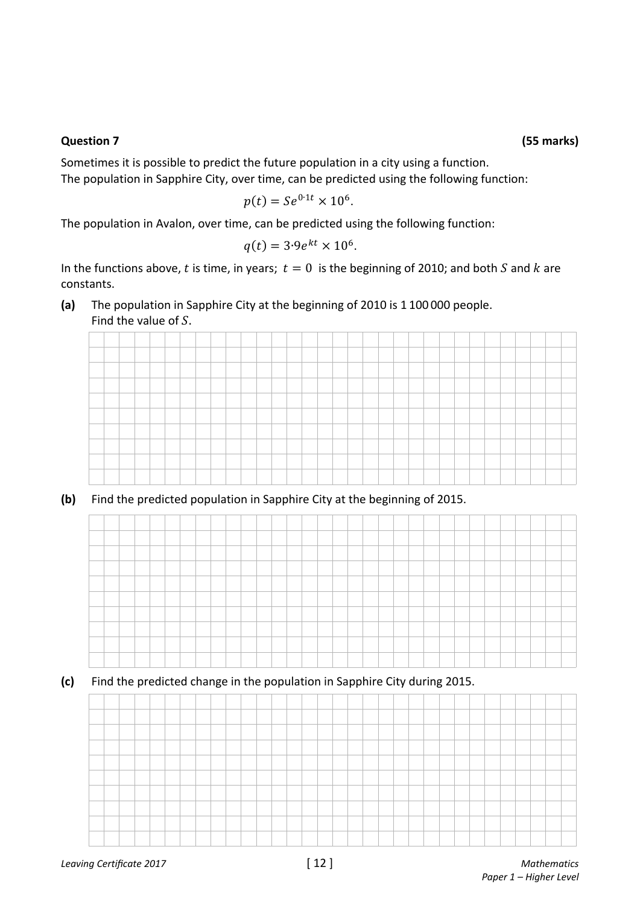**Question 7** **(55 marks)**

Sometimes it is possible to predict the future population in a city using a function.
The population in Sapphire City, over time, can be predicted using the following function:

$$p(t) = Se^{0 \cdot 1t} \times 10^6.$$

The population in Avalon, over time, can be predicted using the following function:

$$q(t) = 3 \cdot 9e^{kt} \times 10^6.$$

In the functions above, $t$ is time, in years; $t = 0$ is the beginning of 2010; and both $S$ and $k$ are constants.

**(a)** The population in Sapphire City at the beginning of 2010 is 1 100 000 people.
Find the value of $S$.

**(b)** Find the predicted population in Sapphire City at the beginning of 2015.

**(c)** Find the predicted change in the population in Sapphire City during 2015.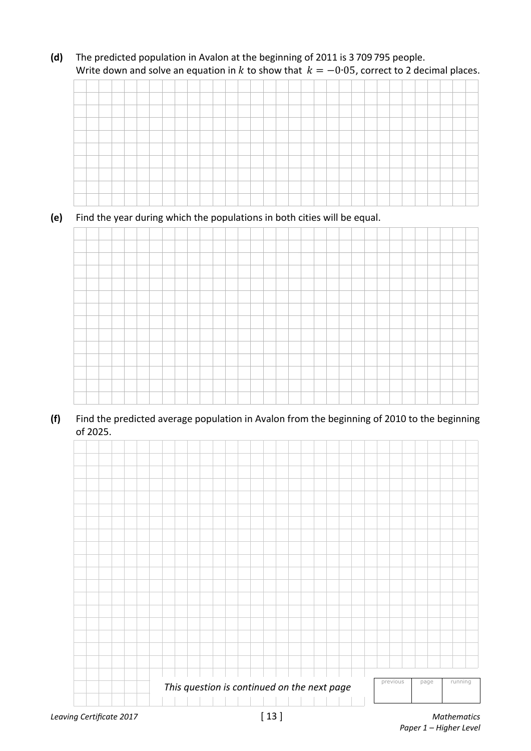**(d)** The predicted population in Avalon at the beginning of 2011 is 3 709 795 people.
Write down and solve an equation in $k$ to show that $k = -0{\cdot}05$, correct to 2 decimal places.

**(e)** Find the year during which the populations in both cities will be equal.

**(f)** Find the predicted average population in Avalon from the beginning of 2010 to the beginning of 2025.

*This question is continued on the next page*

| previous | page | running |
|---|---|---|
| | | |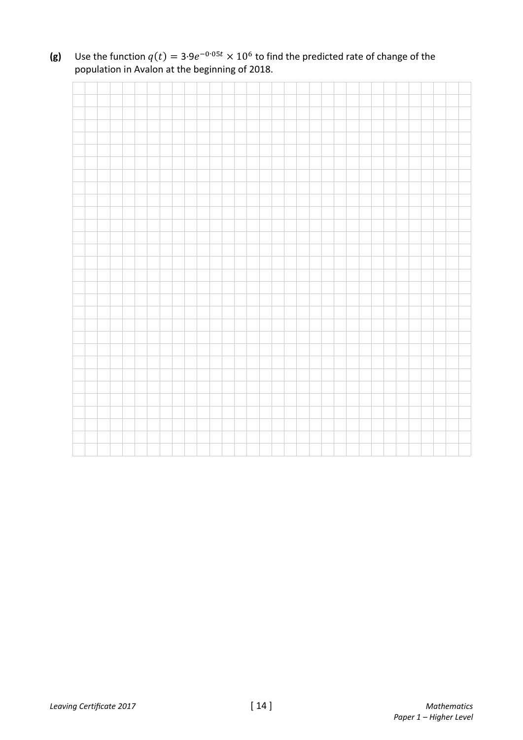**(g)** Use the function $q(t) = 3{\cdot}9e^{-0{\cdot}05t} \times 10^6$ to find the predicted rate of change of the population in Avalon at the beginning of 2018.